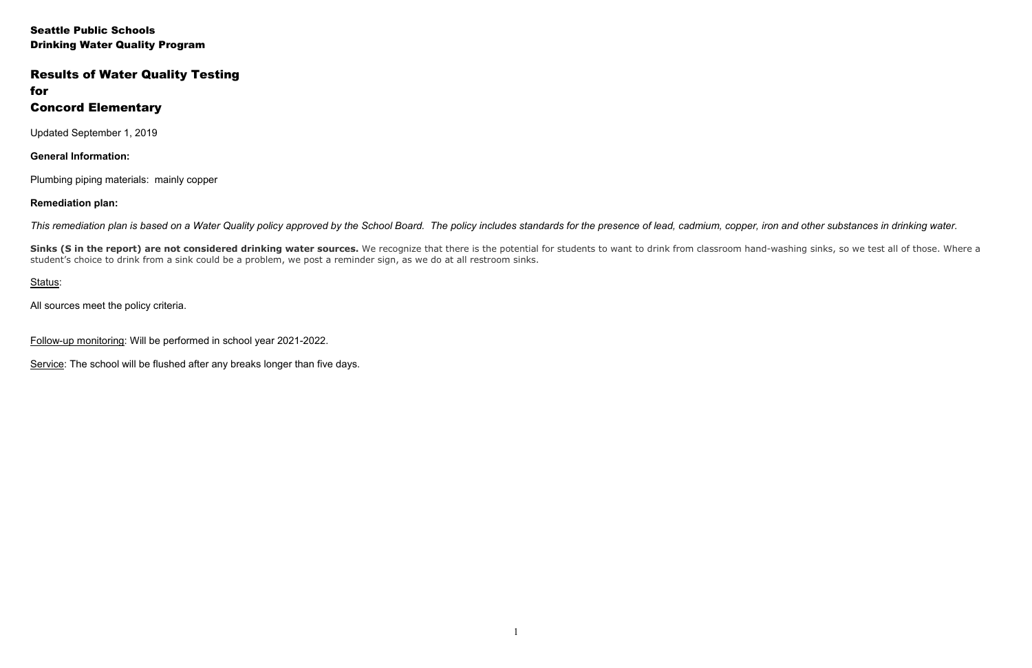**Seattle Public Schools**
**Drinking Water Quality Program**

# Results of Water Quality Testing for Concord Elementary

Updated September 1, 2019

**General Information:**

Plumbing piping materials: mainly copper

**Remediation plan:**

*This remediation plan is based on a Water Quality policy approved by the School Board. The policy includes standards for the presence of lead, cadmium, copper, iron and other substances in drinking water.*

**Sinks (S in the report) are not considered drinking water sources.** We recognize that there is the potential for students to want to drink from classroom hand-washing sinks, so we test all of those. Where a student's choice to drink from a sink could be a problem, we post a reminder sign, as we do at all restroom sinks.

Status:

All sources meet the policy criteria.

Follow-up monitoring: Will be performed in school year 2021-2022.

Service: The school will be flushed after any breaks longer than five days.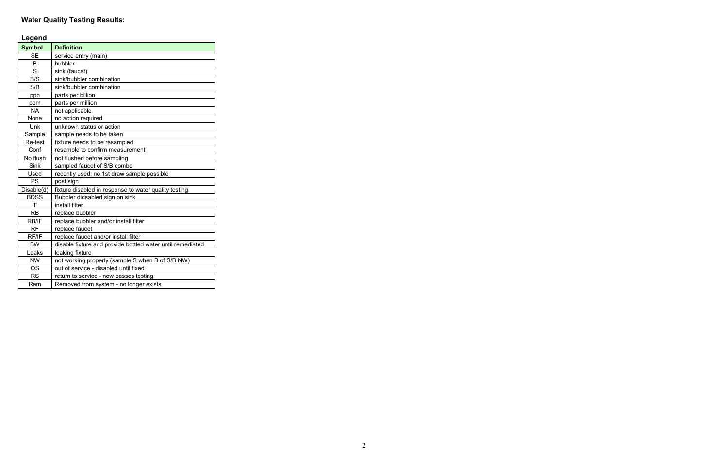## Water Quality Testing Results:

### Legend

| Symbol | Definition |
|---|---|
| SE | service entry (main) |
| B | bubbler |
| S | sink (faucet) |
| B/S | sink/bubbler combination |
| S/B | sink/bubbler combination |
| ppb | parts per billion |
| ppm | parts per million |
| NA | not applicable |
| None | no action required |
| Unk | unknown status or action |
| Sample | sample needs to be taken |
| Re-test | fixture needs to be resampled |
| Conf | resample to confirm measurement |
| No flush | not flushed before sampling |
| Sink | sampled faucet of S/B combo |
| Used | recently used; no 1st draw sample possible |
| PS | post sign |
| Disable(d) | fixture disabled in response to water quality testing |
| BDSS | Bubbler didsabled,sign on sink |
| IF | install filter |
| RB | replace bubbler |
| RB/IF | replace bubbler and/or install filter |
| RF | replace faucet |
| RF/IF | replace faucet and/or install filter |
| BW | disable fixture and provide bottled water until remediated |
| Leaks | leaking fixture |
| NW | not working properly (sample S when B of S/B NW) |
| OS | out of service - disabled until fixed |
| RS | return to service - now passes testing |
| Rem | Removed from system - no longer exists |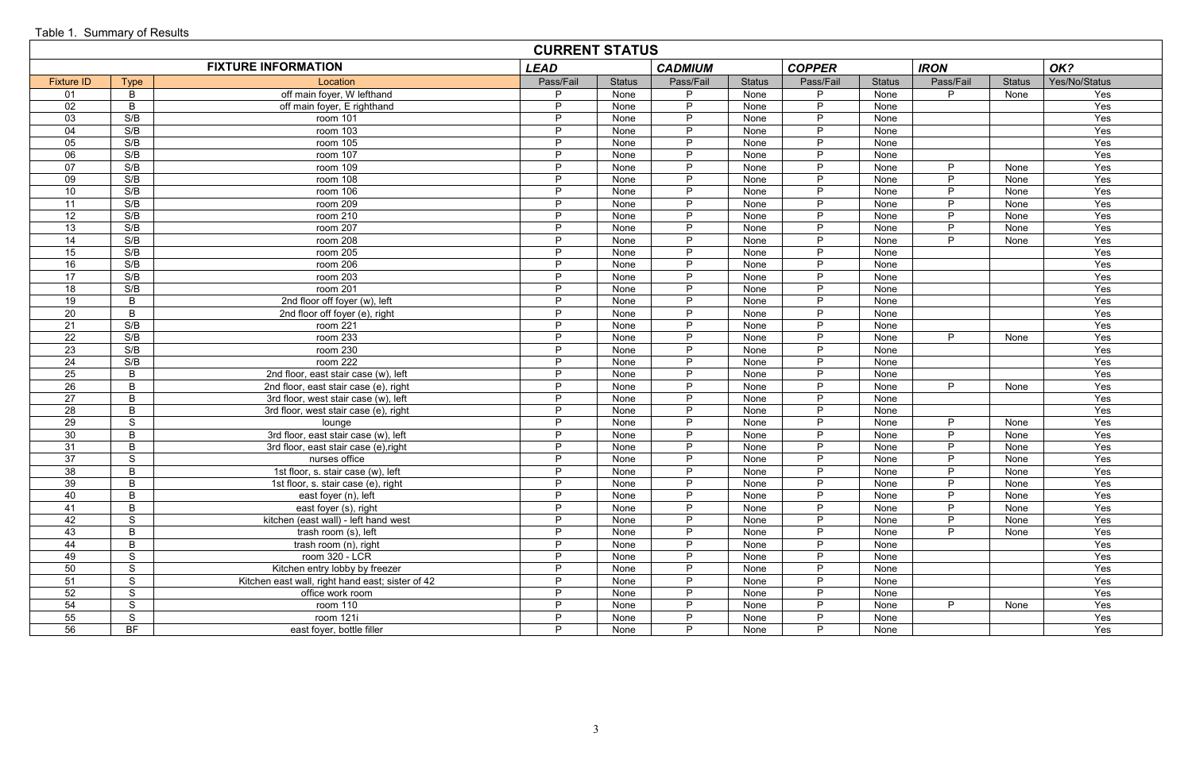Table 1. Summary of Results

| CURRENT STATUS | | | | | | | | | | | |
|---|---|---|---|---|---|---|---|---|---|---|---|
| FIXTURE INFORMATION | | | LEAD | | CADMIUM | | COPPER | | IRON | | OK? |
| Fixture ID | Type | Location | Pass/Fail | Status | Pass/Fail | Status | Pass/Fail | Status | Pass/Fail | Status | Yes/No/Status |
| 01 | B | off main foyer, W lefthand | P | None | P | None | P | None | P | None | Yes |
| 02 | B | off main foyer, E righthand | P | None | P | None | P | None | | | Yes |
| 03 | S/B | room 101 | P | None | P | None | P | None | | | Yes |
| 04 | S/B | room 103 | P | None | P | None | P | None | | | Yes |
| 05 | S/B | room 105 | P | None | P | None | P | None | | | Yes |
| 06 | S/B | room 107 | P | None | P | None | P | None | | | Yes |
| 07 | S/B | room 109 | P | None | P | None | P | None | P | None | Yes |
| 09 | S/B | room 108 | P | None | P | None | P | None | P | None | Yes |
| 10 | S/B | room 106 | P | None | P | None | P | None | P | None | Yes |
| 11 | S/B | room 209 | P | None | P | None | P | None | P | None | Yes |
| 12 | S/B | room 210 | P | None | P | None | P | None | P | None | Yes |
| 13 | S/B | room 207 | P | None | P | None | P | None | P | None | Yes |
| 14 | S/B | room 208 | P | None | P | None | P | None | P | None | Yes |
| 15 | S/B | room 205 | P | None | P | None | P | None | | | Yes |
| 16 | S/B | room 206 | P | None | P | None | P | None | | | Yes |
| 17 | S/B | room 203 | P | None | P | None | P | None | | | Yes |
| 18 | S/B | room 201 | P | None | P | None | P | None | | | Yes |
| 19 | B | 2nd floor off foyer (w), left | P | None | P | None | P | None | | | Yes |
| 20 | B | 2nd floor off foyer (e), right | P | None | P | None | P | None | | | Yes |
| 21 | S/B | room 221 | P | None | P | None | P | None | | | Yes |
| 22 | S/B | room 233 | P | None | P | None | P | None | P | None | Yes |
| 23 | S/B | room 230 | P | None | P | None | P | None | | | Yes |
| 24 | S/B | room 222 | P | None | P | None | P | None | | | Yes |
| 25 | B | 2nd floor, east stair case (w), left | P | None | P | None | P | None | | | Yes |
| 26 | B | 2nd floor, east stair case (e), right | P | None | P | None | P | None | P | None | Yes |
| 27 | B | 3rd floor, west stair case (w), left | P | None | P | None | P | None | | | Yes |
| 28 | B | 3rd floor, west stair case (e), right | P | None | P | None | P | None | | | Yes |
| 29 | S | lounge | P | None | P | None | P | None | P | None | Yes |
| 30 | B | 3rd floor, east stair case (w), left | P | None | P | None | P | None | P | None | Yes |
| 31 | B | 3rd floor, east stair case (e),right | P | None | P | None | P | None | P | None | Yes |
| 37 | S | nurses office | P | None | P | None | P | None | P | None | Yes |
| 38 | B | 1st floor, s. stair case (w), left | P | None | P | None | P | None | P | None | Yes |
| 39 | B | 1st floor, s. stair case (e), right | P | None | P | None | P | None | P | None | Yes |
| 40 | B | east foyer (n), left | P | None | P | None | P | None | P | None | Yes |
| 41 | B | east foyer (s), right | P | None | P | None | P | None | P | None | Yes |
| 42 | S | kitchen (east wall) - left hand west | P | None | P | None | P | None | P | None | Yes |
| 43 | B | trash room (s), left | P | None | P | None | P | None | P | None | Yes |
| 44 | B | trash room (n), right | P | None | P | None | P | None | | | Yes |
| 49 | S | room 320 - LCR | P | None | P | None | P | None | | | Yes |
| 50 | S | Kitchen entry lobby by freezer | P | None | P | None | P | None | | | Yes |
| 51 | S | Kitchen east wall, right hand east; sister of 42 | P | None | P | None | P | None | | | Yes |
| 52 | S | office work room | P | None | P | None | P | None | | | Yes |
| 54 | S | room 110 | P | None | P | None | P | None | P | None | Yes |
| 55 | S | room 121i | P | None | P | None | P | None | | | Yes |
| 56 | BF | east foyer, bottle filler | P | None | P | None | P | None | | | Yes |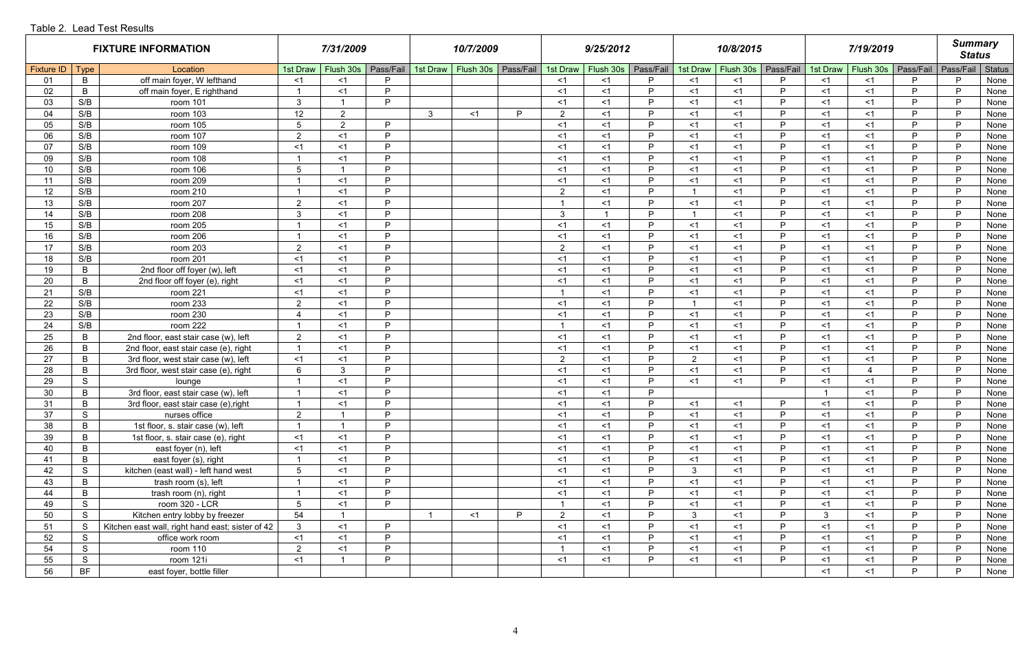Table 2. Lead Test Results

| FIXTURE INFORMATION | | | 7/31/2009 | | | 10/7/2009 | | | 9/25/2012 | | | 10/8/2015 | | | 7/19/2019 | | | Summary Status | |
|---|---|---|---|---|---|---|---|---|---|---|---|---|---|---|---|---|---|---|---|
| Fixture ID | Type | Location | 1st Draw | Flush 30s | Pass/Fail | 1st Draw | Flush 30s | Pass/Fail | 1st Draw | Flush 30s | Pass/Fail | 1st Draw | Flush 30s | Pass/Fail | 1st Draw | Flush 30s | Pass/Fail | Pass/Fail | Status |
| 01 | B | off main foyer, W lefthand | <1 | <1 | P | | | | <1 | <1 | P | <1 | <1 | P | <1 | <1 | P | P | None |
| 02 | B | off main foyer, E righthand | 1 | <1 | P | | | | <1 | <1 | P | <1 | <1 | P | <1 | <1 | P | P | None |
| 03 | S/B | room 101 | 3 | 1 | P | | | | <1 | <1 | P | <1 | <1 | P | <1 | <1 | P | P | None |
| 04 | S/B | room 103 | 12 | 2 | | 3 | <1 | P | 2 | <1 | P | <1 | <1 | P | <1 | <1 | P | P | None |
| 05 | S/B | room 105 | 5 | 2 | P | | | | <1 | <1 | P | <1 | <1 | P | <1 | <1 | P | P | None |
| 06 | S/B | room 107 | 2 | <1 | P | | | | <1 | <1 | P | <1 | <1 | P | <1 | <1 | P | P | None |
| 07 | S/B | room 109 | <1 | <1 | P | | | | <1 | <1 | P | <1 | <1 | P | <1 | <1 | P | P | None |
| 09 | S/B | room 108 | 1 | <1 | P | | | | <1 | <1 | P | <1 | <1 | P | <1 | <1 | P | P | None |
| 10 | S/B | room 106 | 5 | 1 | P | | | | <1 | <1 | P | <1 | <1 | P | <1 | <1 | P | P | None |
| 11 | S/B | room 209 | 1 | <1 | P | | | | <1 | <1 | P | <1 | <1 | P | <1 | <1 | P | P | None |
| 12 | S/B | room 210 | 1 | <1 | P | | | | 2 | <1 | P | 1 | <1 | P | <1 | <1 | P | P | None |
| 13 | S/B | room 207 | 2 | <1 | P | | | | 1 | <1 | P | <1 | <1 | P | <1 | <1 | P | P | None |
| 14 | S/B | room 208 | 3 | <1 | P | | | | 3 | 1 | P | 1 | <1 | P | <1 | <1 | P | P | None |
| 15 | S/B | room 205 | 1 | <1 | P | | | | <1 | <1 | P | <1 | <1 | P | <1 | <1 | P | P | None |
| 16 | S/B | room 206 | 1 | <1 | P | | | | <1 | <1 | P | <1 | <1 | P | <1 | <1 | P | P | None |
| 17 | S/B | room 203 | 2 | <1 | P | | | | 2 | <1 | P | <1 | <1 | P | <1 | <1 | P | P | None |
| 18 | S/B | room 201 | <1 | <1 | P | | | | <1 | <1 | P | <1 | <1 | P | <1 | <1 | P | P | None |
| 19 | B | 2nd floor off foyer (w), left | <1 | <1 | P | | | | <1 | <1 | P | <1 | <1 | P | <1 | <1 | P | P | None |
| 20 | B | 2nd floor off foyer (e), right | <1 | <1 | P | | | | <1 | <1 | P | <1 | <1 | P | <1 | <1 | P | P | None |
| 21 | S/B | room 221 | <1 | <1 | P | | | | 1 | <1 | P | <1 | <1 | P | <1 | <1 | P | P | None |
| 22 | S/B | room 233 | 2 | <1 | P | | | | <1 | <1 | P | 1 | <1 | P | <1 | <1 | P | P | None |
| 23 | S/B | room 230 | 4 | <1 | P | | | | <1 | <1 | P | <1 | <1 | P | <1 | <1 | P | P | None |
| 24 | S/B | room 222 | 1 | <1 | P | | | | 1 | <1 | P | <1 | <1 | P | <1 | <1 | P | P | None |
| 25 | B | 2nd floor, east stair case (w), left | 2 | <1 | P | | | | <1 | <1 | P | <1 | <1 | P | <1 | <1 | P | P | None |
| 26 | B | 2nd floor, east stair case (e), right | 1 | <1 | P | | | | <1 | <1 | P | <1 | <1 | P | <1 | <1 | P | P | None |
| 27 | B | 3rd floor, west stair case (w), left | <1 | <1 | P | | | | 2 | <1 | P | 2 | <1 | P | <1 | <1 | P | P | None |
| 28 | B | 3rd floor, west stair case (e), right | 6 | 3 | P | | | | <1 | <1 | P | <1 | <1 | P | <1 | 4 | P | P | None |
| 29 | S | lounge | 1 | <1 | P | | | | <1 | <1 | P | <1 | <1 | P | <1 | <1 | P | P | None |
| 30 | B | 3rd floor, east stair case (w), left | 1 | <1 | P | | | | <1 | <1 | P | | | | 1 | <1 | P | P | None |
| 31 | B | 3rd floor, east stair case (e),right | 1 | <1 | P | | | | <1 | <1 | P | <1 | <1 | P | <1 | <1 | P | P | None |
| 37 | S | nurses office | 2 | 1 | P | | | | <1 | <1 | P | <1 | <1 | P | <1 | <1 | P | P | None |
| 38 | B | 1st floor, s. stair case (w), left | 1 | 1 | P | | | | <1 | <1 | P | <1 | <1 | P | <1 | <1 | P | P | None |
| 39 | B | 1st floor, s. stair case (e), right | <1 | <1 | P | | | | <1 | <1 | P | <1 | <1 | P | <1 | <1 | P | P | None |
| 40 | B | east foyer (n), left | <1 | <1 | P | | | | <1 | <1 | P | <1 | <1 | P | <1 | <1 | P | P | None |
| 41 | B | east foyer (s), right | 1 | <1 | P | | | | <1 | <1 | P | <1 | <1 | P | <1 | <1 | P | P | None |
| 42 | S | kitchen (east wall) - left hand west | 5 | <1 | P | | | | <1 | <1 | P | 3 | <1 | P | <1 | <1 | P | P | None |
| 43 | B | trash room (s), left | 1 | <1 | P | | | | <1 | <1 | P | <1 | <1 | P | <1 | <1 | P | P | None |
| 44 | B | trash room (n), right | 1 | <1 | P | | | | <1 | <1 | P | <1 | <1 | P | <1 | <1 | P | P | None |
| 49 | S | room 320 - LCR | 5 | <1 | P | | | | 1 | <1 | P | <1 | <1 | P | <1 | <1 | P | P | None |
| 50 | S | Kitchen entry lobby by freezer | 54 | 1 | | 1 | <1 | P | 2 | <1 | P | 3 | <1 | P | 3 | <1 | P | P | None |
| 51 | S | Kitchen east wall, right hand east; sister of 42 | 3 | <1 | P | | | | <1 | <1 | P | <1 | <1 | P | <1 | <1 | P | P | None |
| 52 | S | office work room | <1 | <1 | P | | | | <1 | <1 | P | <1 | <1 | P | <1 | <1 | P | P | None |
| 54 | S | room 110 | 2 | <1 | P | | | | 1 | <1 | P | <1 | <1 | P | <1 | <1 | P | P | None |
| 55 | S | room 121i | <1 | 1 | P | | | | <1 | <1 | P | <1 | <1 | P | <1 | <1 | P | P | None |
| 56 | BF | east foyer, bottle filler | | | | | | | | | | | | | <1 | <1 | P | P | None |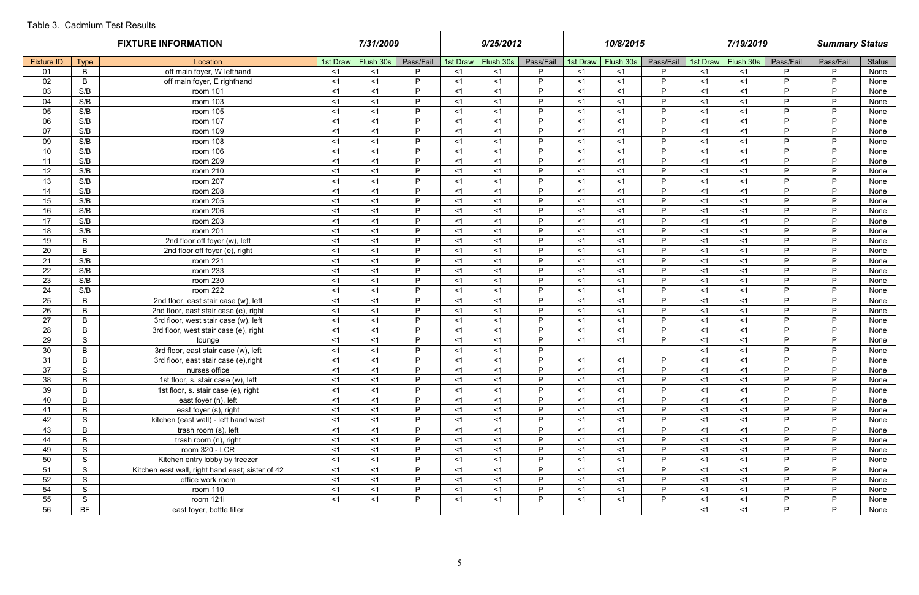Table 3. Cadmium Test Results

| FIXTURE INFORMATION | | | 7/31/2009 | | | 9/25/2012 | | | 10/8/2015 | | | 7/19/2019 | | | Summary Status | |
|---|---|---|---|---|---|---|---|---|---|---|---|---|---|---|---|---|
| Fixture ID | Type | Location | 1st Draw | Flush 30s | Pass/Fail | 1st Draw | Flush 30s | Pass/Fail | 1st Draw | Flush 30s | Pass/Fail | 1st Draw | Flush 30s | Pass/Fail | Pass/Fail | Status |
| 01 | B | off main foyer, W lefthand | <1 | <1 | P | <1 | <1 | P | <1 | <1 | P | <1 | <1 | P | P | None |
| 02 | B | off main foyer, E righthand | <1 | <1 | P | <1 | <1 | P | <1 | <1 | P | <1 | <1 | P | P | None |
| 03 | S/B | room 101 | <1 | <1 | P | <1 | <1 | P | <1 | <1 | P | <1 | <1 | P | P | None |
| 04 | S/B | room 103 | <1 | <1 | P | <1 | <1 | P | <1 | <1 | P | <1 | <1 | P | P | None |
| 05 | S/B | room 105 | <1 | <1 | P | <1 | <1 | P | <1 | <1 | P | <1 | <1 | P | P | None |
| 06 | S/B | room 107 | <1 | <1 | P | <1 | <1 | P | <1 | <1 | P | <1 | <1 | P | P | None |
| 07 | S/B | room 109 | <1 | <1 | P | <1 | <1 | P | <1 | <1 | P | <1 | <1 | P | P | None |
| 09 | S/B | room 108 | <1 | <1 | P | <1 | <1 | P | <1 | <1 | P | <1 | <1 | P | P | None |
| 10 | S/B | room 106 | <1 | <1 | P | <1 | <1 | P | <1 | <1 | P | <1 | <1 | P | P | None |
| 11 | S/B | room 209 | <1 | <1 | P | <1 | <1 | P | <1 | <1 | P | <1 | <1 | P | P | None |
| 12 | S/B | room 210 | <1 | <1 | P | <1 | <1 | P | <1 | <1 | P | <1 | <1 | P | P | None |
| 13 | S/B | room 207 | <1 | <1 | P | <1 | <1 | P | <1 | <1 | P | <1 | <1 | P | P | None |
| 14 | S/B | room 208 | <1 | <1 | P | <1 | <1 | P | <1 | <1 | P | <1 | <1 | P | P | None |
| 15 | S/B | room 205 | <1 | <1 | P | <1 | <1 | P | <1 | <1 | P | <1 | <1 | P | P | None |
| 16 | S/B | room 206 | <1 | <1 | P | <1 | <1 | P | <1 | <1 | P | <1 | <1 | P | P | None |
| 17 | S/B | room 203 | <1 | <1 | P | <1 | <1 | P | <1 | <1 | P | <1 | <1 | P | P | None |
| 18 | S/B | room 201 | <1 | <1 | P | <1 | <1 | P | <1 | <1 | P | <1 | <1 | P | P | None |
| 19 | B | 2nd floor off foyer (w), left | <1 | <1 | P | <1 | <1 | P | <1 | <1 | P | <1 | <1 | P | P | None |
| 20 | B | 2nd floor off foyer (e), right | <1 | <1 | P | <1 | <1 | P | <1 | <1 | P | <1 | <1 | P | P | None |
| 21 | S/B | room 221 | <1 | <1 | P | <1 | <1 | P | <1 | <1 | P | <1 | <1 | P | P | None |
| 22 | S/B | room 233 | <1 | <1 | P | <1 | <1 | P | <1 | <1 | P | <1 | <1 | P | P | None |
| 23 | S/B | room 230 | <1 | <1 | P | <1 | <1 | P | <1 | <1 | P | <1 | <1 | P | P | None |
| 24 | S/B | room 222 | <1 | <1 | P | <1 | <1 | P | <1 | <1 | P | <1 | <1 | P | P | None |
| 25 | B | 2nd floor, east stair case (w), left | <1 | <1 | P | <1 | <1 | P | <1 | <1 | P | <1 | <1 | P | P | None |
| 26 | B | 2nd floor, east stair case (e), right | <1 | <1 | P | <1 | <1 | P | <1 | <1 | P | <1 | <1 | P | P | None |
| 27 | B | 3rd floor, west stair case (w), left | <1 | <1 | P | <1 | <1 | P | <1 | <1 | P | <1 | <1 | P | P | None |
| 28 | B | 3rd floor, west stair case (e), right | <1 | <1 | P | <1 | <1 | P | <1 | <1 | P | <1 | <1 | P | P | None |
| 29 | S | lounge | <1 | <1 | P | <1 | <1 | P | <1 | <1 | P | <1 | <1 | P | P | None |
| 30 | B | 3rd floor, east stair case (w), left | <1 | <1 | P | <1 | <1 | P | | | | <1 | <1 | P | P | None |
| 31 | B | 3rd floor, east stair case (e),right | <1 | <1 | P | <1 | <1 | P | <1 | <1 | P | <1 | <1 | P | P | None |
| 37 | S | nurses office | <1 | <1 | P | <1 | <1 | P | <1 | <1 | P | <1 | <1 | P | P | None |
| 38 | B | 1st floor, s. stair case (w), left | <1 | <1 | P | <1 | <1 | P | <1 | <1 | P | <1 | <1 | P | P | None |
| 39 | B | 1st floor, s. stair case (e), right | <1 | <1 | P | <1 | <1 | P | <1 | <1 | P | <1 | <1 | P | P | None |
| 40 | B | east foyer (n), left | <1 | <1 | P | <1 | <1 | P | <1 | <1 | P | <1 | <1 | P | P | None |
| 41 | B | east foyer (s), right | <1 | <1 | P | <1 | <1 | P | <1 | <1 | P | <1 | <1 | P | P | None |
| 42 | S | kitchen (east wall) - left hand west | <1 | <1 | P | <1 | <1 | P | <1 | <1 | P | <1 | <1 | P | P | None |
| 43 | B | trash room (s), left | <1 | <1 | P | <1 | <1 | P | <1 | <1 | P | <1 | <1 | P | P | None |
| 44 | B | trash room (n), right | <1 | <1 | P | <1 | <1 | P | <1 | <1 | P | <1 | <1 | P | P | None |
| 49 | S | room 320 - LCR | <1 | <1 | P | <1 | <1 | P | <1 | <1 | P | <1 | <1 | P | P | None |
| 50 | S | Kitchen entry lobby by freezer | <1 | <1 | P | <1 | <1 | P | <1 | <1 | P | <1 | <1 | P | P | None |
| 51 | S | Kitchen east wall, right hand east; sister of 42 | <1 | <1 | P | <1 | <1 | P | <1 | <1 | P | <1 | <1 | P | P | None |
| 52 | S | office work room | <1 | <1 | P | <1 | <1 | P | <1 | <1 | P | <1 | <1 | P | P | None |
| 54 | S | room 110 | <1 | <1 | P | <1 | <1 | P | <1 | <1 | P | <1 | <1 | P | P | None |
| 55 | S | room 121i | <1 | <1 | P | <1 | <1 | P | <1 | <1 | P | <1 | <1 | P | P | None |
| 56 | BF | east foyer, bottle filler | | | | | | | | | | <1 | <1 | P | P | None |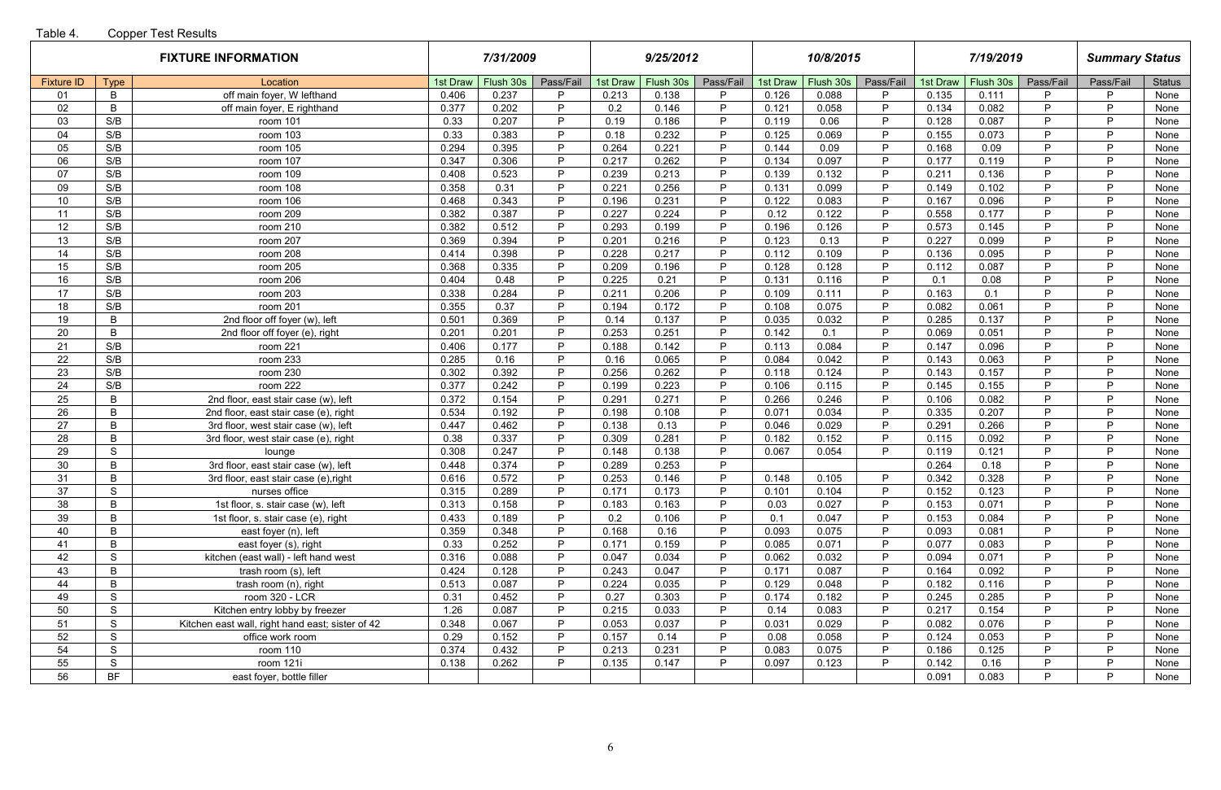Table 4. Copper Test Results

| FIXTURE INFORMATION | | | 7/31/2009 | | | 9/25/2012 | | | 10/8/2015 | | | 7/19/2019 | | | Summary Status | |
|---|---|---|---|---|---|---|---|---|---|---|---|---|---|---|---|---|
| Fixture ID | Type | Location | 1st Draw | Flush 30s | Pass/Fail | 1st Draw | Flush 30s | Pass/Fail | 1st Draw | Flush 30s | Pass/Fail | 1st Draw | Flush 30s | Pass/Fail | Pass/Fail | Status |
| 01 | B | off main foyer, W lefthand | 0.406 | 0.237 | P | 0.213 | 0.138 | P | 0.126 | 0.088 | P | 0.135 | 0.111 | P | P | None |
| 02 | B | off main foyer, E righthand | 0.377 | 0.202 | P | 0.2 | 0.146 | P | 0.121 | 0.058 | P | 0.134 | 0.082 | P | P | None |
| 03 | S/B | room 101 | 0.33 | 0.207 | P | 0.19 | 0.186 | P | 0.119 | 0.06 | P | 0.128 | 0.087 | P | P | None |
| 04 | S/B | room 103 | 0.33 | 0.383 | P | 0.18 | 0.232 | P | 0.125 | 0.069 | P | 0.155 | 0.073 | P | P | None |
| 05 | S/B | room 105 | 0.294 | 0.395 | P | 0.264 | 0.221 | P | 0.144 | 0.09 | P | 0.168 | 0.09 | P | P | None |
| 06 | S/B | room 107 | 0.347 | 0.306 | P | 0.217 | 0.262 | P | 0.134 | 0.097 | P | 0.177 | 0.119 | P | P | None |
| 07 | S/B | room 109 | 0.408 | 0.523 | P | 0.239 | 0.213 | P | 0.139 | 0.132 | P | 0.211 | 0.136 | P | P | None |
| 09 | S/B | room 108 | 0.358 | 0.31 | P | 0.221 | 0.256 | P | 0.131 | 0.099 | P | 0.149 | 0.102 | P | P | None |
| 10 | S/B | room 106 | 0.468 | 0.343 | P | 0.196 | 0.231 | P | 0.122 | 0.083 | P | 0.167 | 0.096 | P | P | None |
| 11 | S/B | room 209 | 0.382 | 0.387 | P | 0.227 | 0.224 | P | 0.12 | 0.122 | P | 0.558 | 0.177 | P | P | None |
| 12 | S/B | room 210 | 0.382 | 0.512 | P | 0.293 | 0.199 | P | 0.196 | 0.126 | P | 0.573 | 0.145 | P | P | None |
| 13 | S/B | room 207 | 0.369 | 0.394 | P | 0.201 | 0.216 | P | 0.123 | 0.13 | P | 0.227 | 0.099 | P | P | None |
| 14 | S/B | room 208 | 0.414 | 0.398 | P | 0.228 | 0.217 | P | 0.112 | 0.109 | P | 0.136 | 0.095 | P | P | None |
| 15 | S/B | room 205 | 0.368 | 0.335 | P | 0.209 | 0.196 | P | 0.128 | 0.128 | P | 0.112 | 0.087 | P | P | None |
| 16 | S/B | room 206 | 0.404 | 0.48 | P | 0.225 | 0.21 | P | 0.131 | 0.116 | P | 0.1 | 0.08 | P | P | None |
| 17 | S/B | room 203 | 0.338 | 0.284 | P | 0.211 | 0.206 | P | 0.109 | 0.111 | P | 0.163 | 0.1 | P | P | None |
| 18 | S/B | room 201 | 0.355 | 0.37 | P | 0.194 | 0.172 | P | 0.108 | 0.075 | P | 0.082 | 0.061 | P | P | None |
| 19 | B | 2nd floor off foyer (w), left | 0.501 | 0.369 | P | 0.14 | 0.137 | P | 0.035 | 0.032 | P | 0.285 | 0.137 | P | P | None |
| 20 | B | 2nd floor off foyer (e), right | 0.201 | 0.201 | P | 0.253 | 0.251 | P | 0.142 | 0.1 | P | 0.069 | 0.051 | P | P | None |
| 21 | S/B | room 221 | 0.406 | 0.177 | P | 0.188 | 0.142 | P | 0.113 | 0.084 | P | 0.147 | 0.096 | P | P | None |
| 22 | S/B | room 233 | 0.285 | 0.16 | P | 0.16 | 0.065 | P | 0.084 | 0.042 | P | 0.143 | 0.063 | P | P | None |
| 23 | S/B | room 230 | 0.302 | 0.392 | P | 0.256 | 0.262 | P | 0.118 | 0.124 | P | 0.143 | 0.157 | P | P | None |
| 24 | S/B | room 222 | 0.377 | 0.242 | P | 0.199 | 0.223 | P | 0.106 | 0.115 | P | 0.145 | 0.155 | P | P | None |
| 25 | B | 2nd floor, east stair case (w), left | 0.372 | 0.154 | P | 0.291 | 0.271 | P | 0.266 | 0.246 | P | 0.106 | 0.082 | P | P | None |
| 26 | B | 2nd floor, east stair case (e), right | 0.534 | 0.192 | P | 0.198 | 0.108 | P | 0.071 | 0.034 | P | 0.335 | 0.207 | P | P | None |
| 27 | B | 3rd floor, west stair case (w), left | 0.447 | 0.462 | P | 0.138 | 0.13 | P | 0.046 | 0.029 | P | 0.291 | 0.266 | P | P | None |
| 28 | B | 3rd floor, west stair case (e), right | 0.38 | 0.337 | P | 0.309 | 0.281 | P | 0.182 | 0.152 | P | 0.115 | 0.092 | P | P | None |
| 29 | S | lounge | 0.308 | 0.247 | P | 0.148 | 0.138 | P | 0.067 | 0.054 | P | 0.119 | 0.121 | P | P | None |
| 30 | B | 3rd floor, east stair case (w), left | 0.448 | 0.374 | P | 0.289 | 0.253 | P | | | | 0.264 | 0.18 | P | P | None |
| 31 | B | 3rd floor, east stair case (e),right | 0.616 | 0.572 | P | 0.253 | 0.146 | P | 0.148 | 0.105 | P | 0.342 | 0.328 | P | P | None |
| 37 | S | nurses office | 0.315 | 0.289 | P | 0.171 | 0.173 | P | 0.101 | 0.104 | P | 0.152 | 0.123 | P | P | None |
| 38 | B | 1st floor, s. stair case (w), left | 0.313 | 0.158 | P | 0.183 | 0.163 | P | 0.03 | 0.027 | P | 0.153 | 0.071 | P | P | None |
| 39 | B | 1st floor, s. stair case (e), right | 0.433 | 0.189 | P | 0.2 | 0.106 | P | 0.1 | 0.047 | P | 0.153 | 0.084 | P | P | None |
| 40 | B | east foyer (n), left | 0.359 | 0.348 | P | 0.168 | 0.16 | P | 0.093 | 0.075 | P | 0.093 | 0.081 | P | P | None |
| 41 | B | east foyer (s), right | 0.33 | 0.252 | P | 0.171 | 0.159 | P | 0.085 | 0.071 | P | 0.077 | 0.083 | P | P | None |
| 42 | S | kitchen (east wall) - left hand west | 0.316 | 0.088 | P | 0.047 | 0.034 | P | 0.062 | 0.032 | P | 0.094 | 0.071 | P | P | None |
| 43 | B | trash room (s), left | 0.424 | 0.128 | P | 0.243 | 0.047 | P | 0.171 | 0.087 | P | 0.164 | 0.092 | P | P | None |
| 44 | B | trash room (n), right | 0.513 | 0.087 | P | 0.224 | 0.035 | P | 0.129 | 0.048 | P | 0.182 | 0.116 | P | P | None |
| 49 | S | room 320 - LCR | 0.31 | 0.452 | P | 0.27 | 0.303 | P | 0.174 | 0.182 | P | 0.245 | 0.285 | P | P | None |
| 50 | S | Kitchen entry lobby by freezer | 1.26 | 0.087 | P | 0.215 | 0.033 | P | 0.14 | 0.083 | P | 0.217 | 0.154 | P | P | None |
| 51 | S | Kitchen east wall, right hand east; sister of 42 | 0.348 | 0.067 | P | 0.053 | 0.037 | P | 0.031 | 0.029 | P | 0.082 | 0.076 | P | P | None |
| 52 | S | office work room | 0.29 | 0.152 | P | 0.157 | 0.14 | P | 0.08 | 0.058 | P | 0.124 | 0.053 | P | P | None |
| 54 | S | room 110 | 0.374 | 0.432 | P | 0.213 | 0.231 | P | 0.083 | 0.075 | P | 0.186 | 0.125 | P | P | None |
| 55 | S | room 121i | 0.138 | 0.262 | P | 0.135 | 0.147 | P | 0.097 | 0.123 | P | 0.142 | 0.16 | P | P | None |
| 56 | BF | east foyer, bottle filler | | | | | | | | | | 0.091 | 0.083 | P | P | None |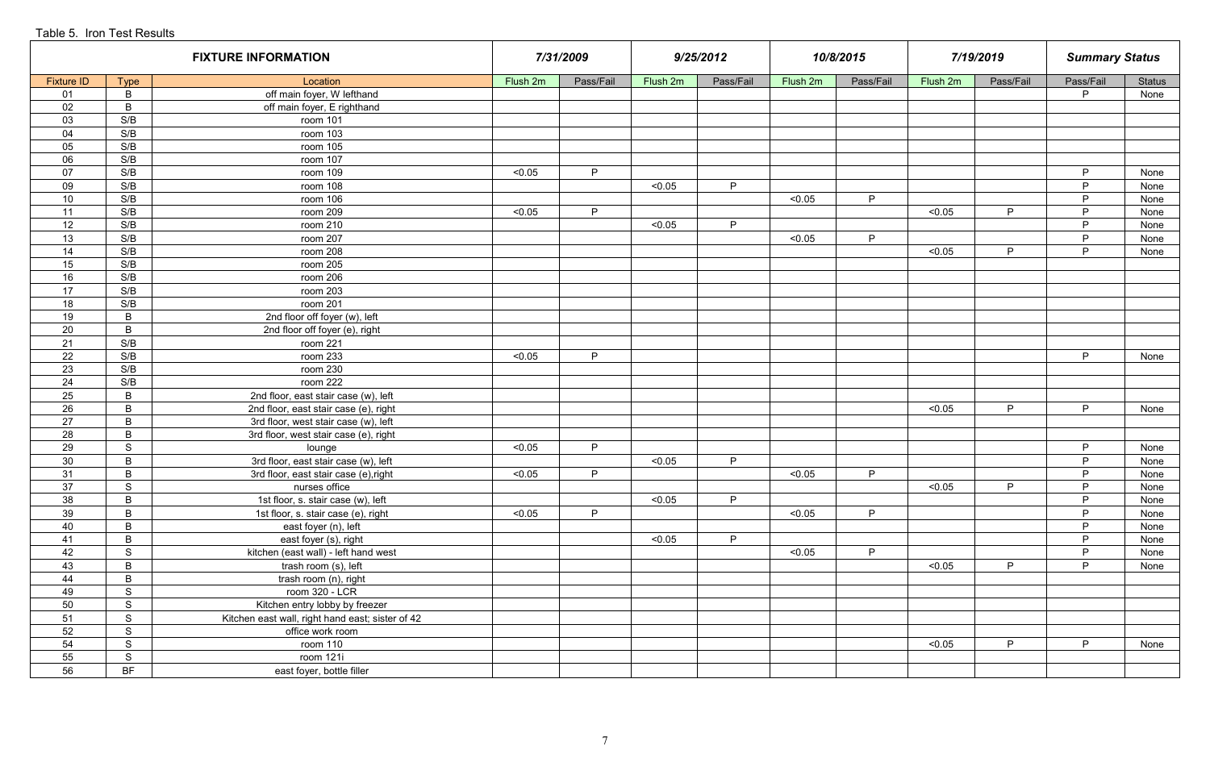Table 5. Iron Test Results

| FIXTURE INFORMATION | | | 7/31/2009 | | 9/25/2012 | | 10/8/2015 | | 7/19/2019 | | Summary Status | |
|---|---|---|---|---|---|---|---|---|---|---|---|---|
| Fixture ID | Type | Location | Flush 2m | Pass/Fail | Flush 2m | Pass/Fail | Flush 2m | Pass/Fail | Flush 2m | Pass/Fail | Pass/Fail | Status |
| 01 | B | off main foyer, W lefthand | | | | | | | | | P | None |
| 02 | B | off main foyer, E righthand | | | | | | | | | | |
| 03 | S/B | room 101 | | | | | | | | | | |
| 04 | S/B | room 103 | | | | | | | | | | |
| 05 | S/B | room 105 | | | | | | | | | | |
| 06 | S/B | room 107 | | | | | | | | | | |
| 07 | S/B | room 109 | <0.05 | P | | | | | | | P | None |
| 09 | S/B | room 108 | | | <0.05 | P | | | | | P | None |
| 10 | S/B | room 106 | | | | | <0.05 | P | | | P | None |
| 11 | S/B | room 209 | <0.05 | P | | | | | <0.05 | P | P | None |
| 12 | S/B | room 210 | | | <0.05 | P | | | | | P | None |
| 13 | S/B | room 207 | | | | | <0.05 | P | | | P | None |
| 14 | S/B | room 208 | | | | | | | <0.05 | P | P | None |
| 15 | S/B | room 205 | | | | | | | | | | |
| 16 | S/B | room 206 | | | | | | | | | | |
| 17 | S/B | room 203 | | | | | | | | | | |
| 18 | S/B | room 201 | | | | | | | | | | |
| 19 | B | 2nd floor off foyer (w), left | | | | | | | | | | |
| 20 | B | 2nd floor off foyer (e), right | | | | | | | | | | |
| 21 | S/B | room 221 | | | | | | | | | | |
| 22 | S/B | room 233 | <0.05 | P | | | | | | | P | None |
| 23 | S/B | room 230 | | | | | | | | | | |
| 24 | S/B | room 222 | | | | | | | | | | |
| 25 | B | 2nd floor, east stair case (w), left | | | | | | | | | | |
| 26 | B | 2nd floor, east stair case (e), right | | | | | | | <0.05 | P | P | None |
| 27 | B | 3rd floor, west stair case (w), left | | | | | | | | | | |
| 28 | B | 3rd floor, west stair case (e), right | | | | | | | | | | |
| 29 | S | lounge | <0.05 | P | | | | | | | P | None |
| 30 | B | 3rd floor, east stair case (w), left | | | <0.05 | P | | | | | P | None |
| 31 | B | 3rd floor, east stair case (e),right | <0.05 | P | | | <0.05 | P | | | P | None |
| 37 | S | nurses office | | | | | | | <0.05 | P | P | None |
| 38 | B | 1st floor, s. stair case (w), left | | | <0.05 | P | | | | | P | None |
| 39 | B | 1st floor, s. stair case (e), right | <0.05 | P | | | <0.05 | P | | | P | None |
| 40 | B | east foyer (n), left | | | | | | | | | P | None |
| 41 | B | east foyer (s), right | | | <0.05 | P | | | | | P | None |
| 42 | S | kitchen (east wall) - left hand west | | | | | <0.05 | P | | | P | None |
| 43 | B | trash room (s), left | | | | | | | <0.05 | P | P | None |
| 44 | B | trash room (n), right | | | | | | | | | | |
| 49 | S | room 320 - LCR | | | | | | | | | | |
| 50 | S | Kitchen entry lobby by freezer | | | | | | | | | | |
| 51 | S | Kitchen east wall, right hand east; sister of 42 | | | | | | | | | | |
| 52 | S | office work room | | | | | | | | | | |
| 54 | S | room 110 | | | | | | | <0.05 | P | P | None |
| 55 | S | room 121i | | | | | | | | | | |
| 56 | BF | east foyer, bottle filler | | | | | | | | | | |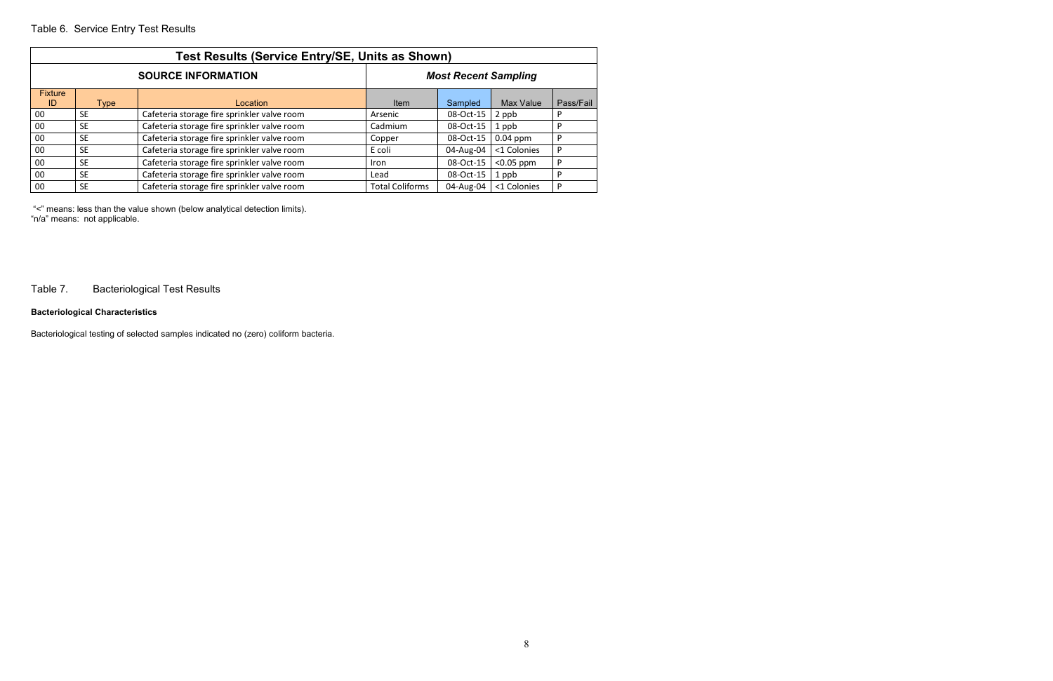Table 6. Service Entry Test Results

| Test Results (Service Entry/SE, Units as Shown) | | | | | | |
|---|---|---|---|---|---|---|
| SOURCE INFORMATION | | | ***Most Recent Sampling*** | | | |
| Fixture ID | Type | Location | Item | Sampled | Max Value | Pass/Fail |
| 00 | SE | Cafeteria storage fire sprinkler valve room | Arsenic | 08-Oct-15 | 2 ppb | P |
| 00 | SE | Cafeteria storage fire sprinkler valve room | Cadmium | 08-Oct-15 | 1 ppb | P |
| 00 | SE | Cafeteria storage fire sprinkler valve room | Copper | 08-Oct-15 | 0.04 ppm | P |
| 00 | SE | Cafeteria storage fire sprinkler valve room | E coli | 04-Aug-04 | <1 Colonies | P |
| 00 | SE | Cafeteria storage fire sprinkler valve room | Iron | 08-Oct-15 | <0.05 ppm | P |
| 00 | SE | Cafeteria storage fire sprinkler valve room | Lead | 08-Oct-15 | 1 ppb | P |
| 00 | SE | Cafeteria storage fire sprinkler valve room | Total Coliforms | 04-Aug-04 | <1 Colonies | P |

"<" means: less than the value shown (below analytical detection limits).
"n/a" means: not applicable.

Table 7. Bacteriological Test Results

**Bacteriological Characteristics**

Bacteriological testing of selected samples indicated no (zero) coliform bacteria.